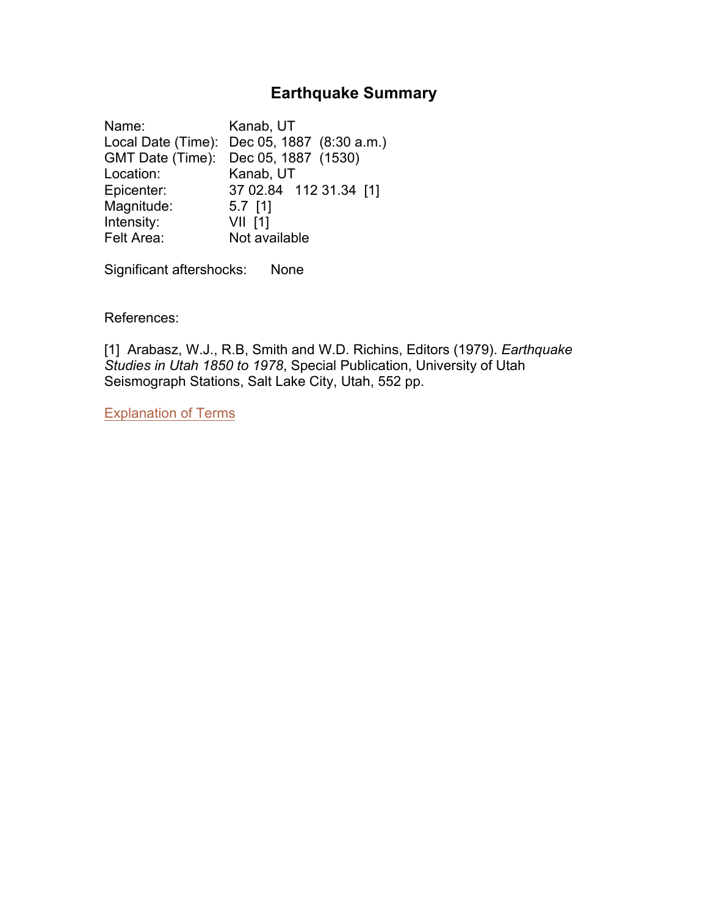# Earthquake Summary

Name: Kanab, UT
Local Date (Time): Dec 05, 1887 (8:30 a.m.)
GMT Date (Time): Dec 05, 1887 (1530)
Location: Kanab, UT
Epicenter: 37 02.84 112 31.34 [1]
Magnitude: 5.7 [1]
Intensity: VII [1]
Felt Area: Not available

Significant aftershocks: None

References:

[1] Arabasz, W.J., R.B, Smith and W.D. Richins, Editors (1979). *Earthquake Studies in Utah 1850 to 1978*, Special Publication, University of Utah Seismograph Stations, Salt Lake City, Utah, 552 pp.

Explanation of Terms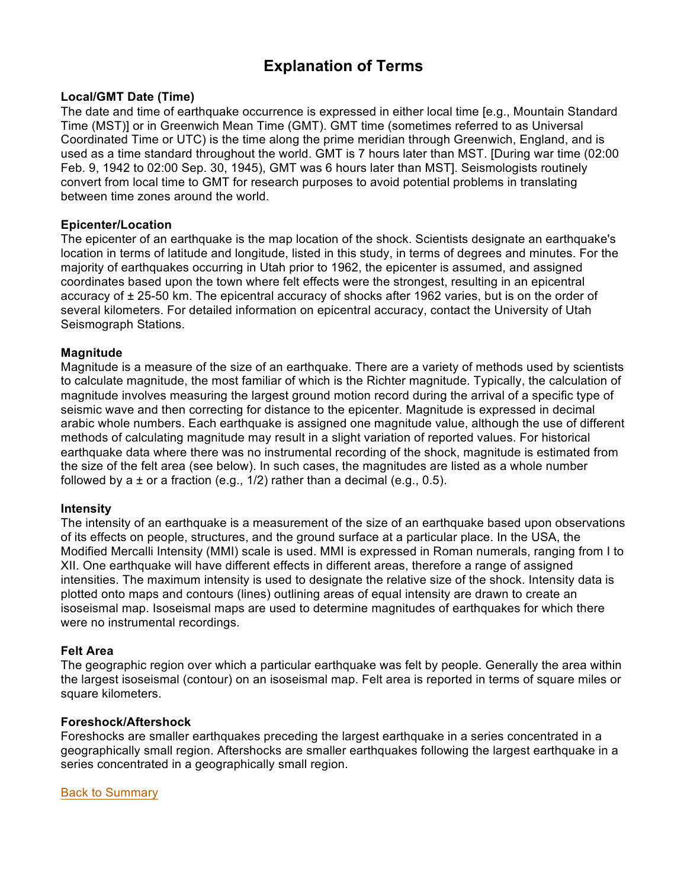# Explanation of Terms

**Local/GMT Date (Time)**

The date and time of earthquake occurrence is expressed in either local time [e.g., Mountain Standard Time (MST)] or in Greenwich Mean Time (GMT). GMT time (sometimes referred to as Universal Coordinated Time or UTC) is the time along the prime meridian through Greenwich, England, and is used as a time standard throughout the world. GMT is 7 hours later than MST. [During war time (02:00 Feb. 9, 1942 to 02:00 Sep. 30, 1945), GMT was 6 hours later than MST]. Seismologists routinely convert from local time to GMT for research purposes to avoid potential problems in translating between time zones around the world.

**Epicenter/Location**

The epicenter of an earthquake is the map location of the shock. Scientists designate an earthquake's location in terms of latitude and longitude, listed in this study, in terms of degrees and minutes. For the majority of earthquakes occurring in Utah prior to 1962, the epicenter is assumed, and assigned coordinates based upon the town where felt effects were the strongest, resulting in an epicentral accuracy of ± 25-50 km. The epicentral accuracy of shocks after 1962 varies, but is on the order of several kilometers. For detailed information on epicentral accuracy, contact the University of Utah Seismograph Stations.

**Magnitude**

Magnitude is a measure of the size of an earthquake. There are a variety of methods used by scientists to calculate magnitude, the most familiar of which is the Richter magnitude. Typically, the calculation of magnitude involves measuring the largest ground motion record during the arrival of a specific type of seismic wave and then correcting for distance to the epicenter. Magnitude is expressed in decimal arabic whole numbers. Each earthquake is assigned one magnitude value, although the use of different methods of calculating magnitude may result in a slight variation of reported values. For historical earthquake data where there was no instrumental recording of the shock, magnitude is estimated from the size of the felt area (see below). In such cases, the magnitudes are listed as a whole number followed by a ± or a fraction (e.g., 1/2) rather than a decimal (e.g., 0.5).

**Intensity**

The intensity of an earthquake is a measurement of the size of an earthquake based upon observations of its effects on people, structures, and the ground surface at a particular place. In the USA, the Modified Mercalli Intensity (MMI) scale is used. MMI is expressed in Roman numerals, ranging from I to XII. One earthquake will have different effects in different areas, therefore a range of assigned intensities. The maximum intensity is used to designate the relative size of the shock. Intensity data is plotted onto maps and contours (lines) outlining areas of equal intensity are drawn to create an isoseismal map. Isoseismal maps are used to determine magnitudes of earthquakes for which there were no instrumental recordings.

**Felt Area**

The geographic region over which a particular earthquake was felt by people. Generally the area within the largest isoseismal (contour) on an isoseismal map. Felt area is reported in terms of square miles or square kilometers.

**Foreshock/Aftershock**

Foreshocks are smaller earthquakes preceding the largest earthquake in a series concentrated in a geographically small region. Aftershocks are smaller earthquakes following the largest earthquake in a series concentrated in a geographically small region.

[Back to Summary]